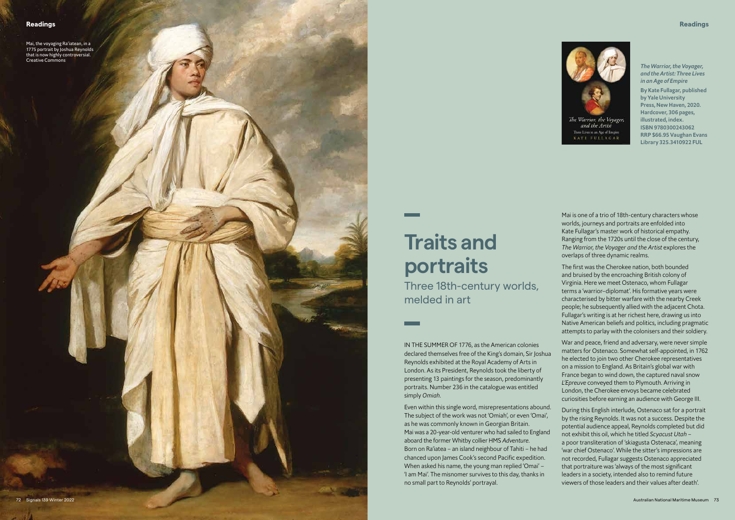Mai, the voyaging Ra'iatean, in a 1775 portrait by Joshua Reynolds that is now highly controversial. Creative Commons

*The Warrior, the Voyager, and the Artist: Three Lives in an Age of Empire*

**By Kate Fullagar, published by Yale University Press, New Haven, 2020. Hardcover, 306 pages, illustrated, index. ISBN 9780300243062 RRP $66.95 Vaughan Evans Library 325.3410922 FUL**

# Traits and portraits

## Three 18th-century worlds, melded in art

IN THE SUMMER OF 1776, as the American colonies declared themselves free of the King's domain, Sir Joshua Reynolds exhibited at the Royal Academy of Arts in London. As its President, Reynolds took the liberty of presenting 13 paintings for the season, predominantly portraits. Number 236 in the catalogue was entitled simply *Omiah*.

Even within this single word, misrepresentations abound. The subject of the work was not 'Omiah', or even 'Omai', as he was commonly known in Georgian Britain. Mai was a 20-year-old venturer who had sailed to England aboard the former Whitby collier HMS *Adventure*. Born on Ra'iatea – an island neighbour of Tahiti – he had chanced upon James Cook's second Pacific expedition. When asked his name, the young man replied 'Omai' – 'I am Mai'. The misnomer survives to this day, thanks in no small part to Reynolds' portrayal.

Mai is one of a trio of 18th-century characters whose worlds, journeys and portraits are enfolded into Kate Fullagar's master work of historical empathy. Ranging from the 1720s until the close of the century, *The Warrior, the Voyager and the Artist* explores the overlaps of three dynamic realms.

The first was the Cherokee nation, both bounded and bruised by the encroaching British colony of Virginia. Here we meet Ostenaco, whom Fullagar terms a 'warrior–diplomat'. His formative years were characterised by bitter warfare with the nearby Creek people; he subsequently allied with the adjacent Chota. Fullagar's writing is at her richest here, drawing us into Native American beliefs and politics, including pragmatic attempts to parlay with the colonisers and their soldiery.

War and peace, friend and adversary, were never simple matters for Ostenaco. Somewhat self-appointed, in 1762 he elected to join two other Cherokee representatives on a mission to England. As Britain's global war with France began to wind down, the captured naval snow *L'Epreuve* conveyed them to Plymouth. Arriving in London, the Cherokee envoys became celebrated curiosities before earning an audience with George III.

During this English interlude, Ostenaco sat for a portrait by the rising Reynolds. It was not a success. Despite the potential audience appeal, Reynolds completed but did not exhibit this oil, which he titled *Scyacust Utah* – a poor transliteration of 'skiagusta Ostenaca', meaning 'war chief Ostenaco'. While the sitter's impressions are not recorded, Fullagar suggests Ostenaco appreciated that portraiture was 'always of the most significant leaders in a society, intended also to remind future viewers of those leaders and their values after death'.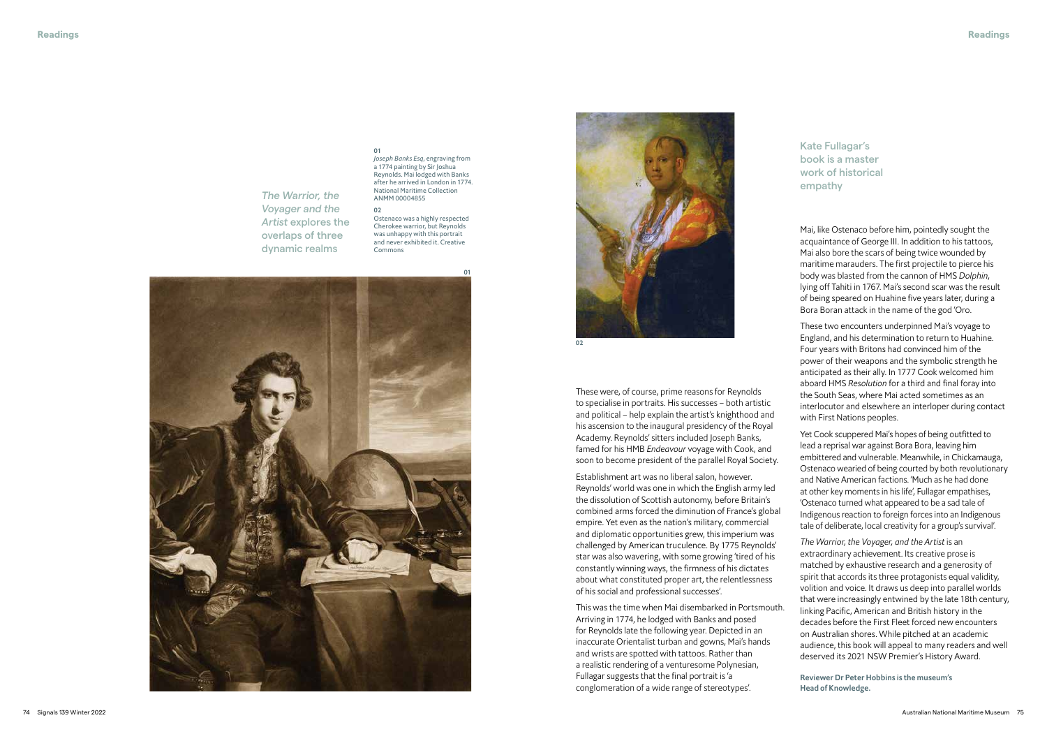*The Warrior, the Voyager and the Artist* explores the overlaps of three dynamic realms

01
*Joseph Banks Esq*, engraving from a 1774 painting by Sir Joshua Reynolds. Mai lodged with Banks after he arrived in London in 1774. National Maritime Collection ANMM 00004855

02
Ostenaco was a highly respected Cherokee warrior, but Reynolds was unhappy with this portrait and never exhibited it. Creative Commons

These were, of course, prime reasons for Reynolds to specialise in portraits. His successes – both artistic and political – help explain the artist's knighthood and his ascension to the inaugural presidency of the Royal Academy. Reynolds' sitters included Joseph Banks, famed for his HMB *Endeavour* voyage with Cook, and soon to become president of the parallel Royal Society.

Establishment art was no liberal salon, however. Reynolds' world was one in which the English army led the dissolution of Scottish autonomy, before Britain's combined arms forced the diminution of France's global empire. Yet even as the nation's military, commercial and diplomatic opportunities grew, this imperium was challenged by American truculence. By 1775 Reynolds' star was also wavering, with some growing 'tired of his constantly winning ways, the firmness of his dictates about what constituted proper art, the relentlessness of his social and professional successes'.

This was the time when Mai disembarked in Portsmouth. Arriving in 1774, he lodged with Banks and posed for Reynolds late the following year. Depicted in an inaccurate Orientalist turban and gowns, Mai's hands and wrists are spotted with tattoos. Rather than a realistic rendering of a venturesome Polynesian, Fullagar suggests that the final portrait is 'a conglomeration of a wide range of stereotypes'.

Kate Fullagar's book is a master work of historical empathy

Mai, like Ostenaco before him, pointedly sought the acquaintance of George III. In addition to his tattoos, Mai also bore the scars of being twice wounded by maritime marauders. The first projectile to pierce his body was blasted from the cannon of HMS *Dolphin*, lying off Tahiti in 1767. Mai's second scar was the result of being speared on Huahine five years later, during a Bora Boran attack in the name of the god 'Oro.

These two encounters underpinned Mai's voyage to England, and his determination to return to Huahine. Four years with Britons had convinced him of the power of their weapons and the symbolic strength he anticipated as their ally. In 1777 Cook welcomed him aboard HMS *Resolution* for a third and final foray into the South Seas, where Mai acted sometimes as an interlocutor and elsewhere an interloper during contact with First Nations peoples.

Yet Cook scuppered Mai's hopes of being outfitted to lead a reprisal war against Bora Bora, leaving him embittered and vulnerable. Meanwhile, in Chickamauga, Ostenaco wearied of being courted by both revolutionary and Native American factions. 'Much as he had done at other key moments in his life', Fullagar empathises, 'Ostenaco turned what appeared to be a sad tale of Indigenous reaction to foreign forces into an Indigenous tale of deliberate, local creativity for a group's survival'.

*The Warrior, the Voyager, and the Artist* is an extraordinary achievement. Its creative prose is matched by exhaustive research and a generosity of spirit that accords its three protagonists equal validity, volition and voice. It draws us deep into parallel worlds that were increasingly entwined by the late 18th century, linking Pacific, American and British history in the decades before the First Fleet forced new encounters on Australian shores. While pitched at an academic audience, this book will appeal to many readers and well deserved its 2021 NSW Premier's History Award.

**Reviewer Dr Peter Hobbins is the museum's Head of Knowledge.**